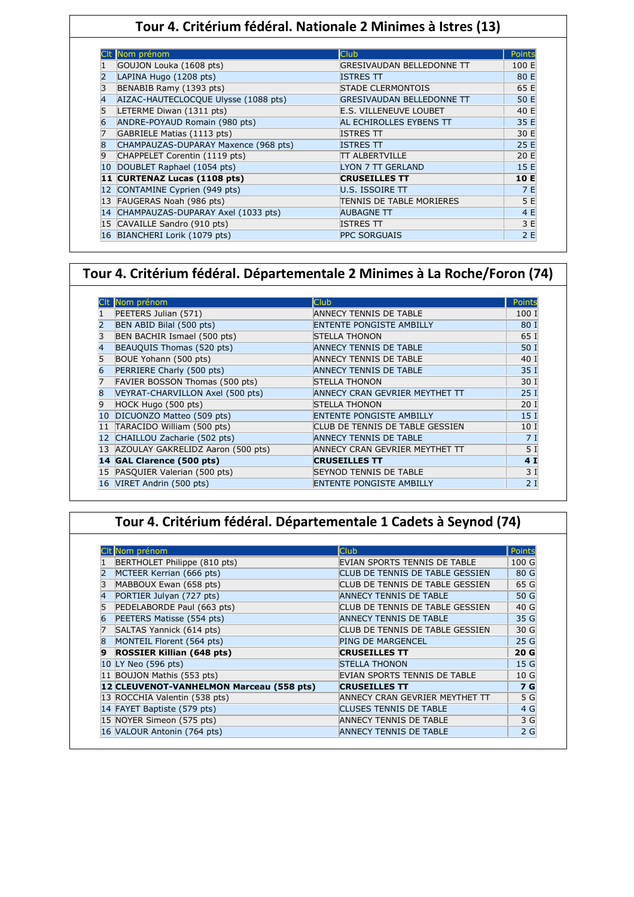## Tour 4. Critérium fédéral. Nationale 2 Minimes à Istres (13)

| Clt | Nom prénom | Club | Points |
|---|---|---|---|
| 1 | GOUJON Louka (1608 pts) | GRESIVAUDAN BELLEDONNE TT | 100 E |
| 2 | LAPINA Hugo (1208 pts) | ISTRES TT | 80 E |
| 3 | BENABIB Ramy (1393 pts) | STADE CLERMONTOIS | 65 E |
| 4 | AIZAC-HAUTECLOCQUE Ulysse (1088 pts) | GRESIVAUDAN BELLEDONNE TT | 50 E |
| 5 | LETERME Diwan (1311 pts) | E.S. VILLENEUVE LOUBET | 40 E |
| 6 | ANDRE-POYAUD Romain (980 pts) | AL ECHIROLLES EYBENS TT | 35 E |
| 7 | GABRIELE Matias (1113 pts) | ISTRES TT | 30 E |
| 8 | CHAMPAUZAS-DUPARAY Maxence (968 pts) | ISTRES TT | 25 E |
| 9 | CHAPPELET Corentin (1119 pts) | TT ALBERTVILLE | 20 E |
| 10 | DOUBLET Raphael (1054 pts) | LYON 7 TT GERLAND | 15 E |
| **11** | **CURTENAZ Lucas (1108 pts)** | **CRUSEILLES TT** | **10 E** |
| 12 | CONTAMINE Cyprien (949 pts) | U.S. ISSOIRE TT | 7 E |
| 13 | FAUGERAS Noah (986 pts) | TENNIS DE TABLE MORIERES | 5 E |
| 14 | CHAMPAUZAS-DUPARAY Axel (1033 pts) | AUBAGNE TT | 4 E |
| 15 | CAVAILLE Sandro (910 pts) | ISTRES TT | 3 E |
| 16 | BIANCHERI Lorik (1079 pts) | PPC SORGUAIS | 2 E |

## Tour 4. Critérium fédéral. Départementale 2 Minimes à La Roche/Foron (74)

| Clt | Nom prénom | Club | Points |
|---|---|---|---|
| 1 | PEETERS Julian (571) | ANNECY TENNIS DE TABLE | 100 I |
| 2 | BEN ABID Bilal (500 pts) | ENTENTE PONGISTE AMBILLY | 80 I |
| 3 | BEN BACHIR Ismael (500 pts) | STELLA THONON | 65 I |
| 4 | BEAUQUIS Thomas (520 pts) | ANNECY TENNIS DE TABLE | 50 I |
| 5 | BOUE Yohann (500 pts) | ANNECY TENNIS DE TABLE | 40 I |
| 6 | PERRIERE Charly (500 pts) | ANNECY TENNIS DE TABLE | 35 I |
| 7 | FAVIER BOSSON Thomas (500 pts) | STELLA THONON | 30 I |
| 8 | VEYRAT-CHARVILLON Axel (500 pts) | ANNECY CRAN GEVRIER MEYTHET TT | 25 I |
| 9 | HOCK Hugo (500 pts) | STELLA THONON | 20 I |
| 10 | DICUONZO Matteo (509 pts) | ENTENTE PONGISTE AMBILLY | 15 I |
| 11 | TARACIDO William (500 pts) | CLUB DE TENNIS DE TABLE GESSIEN | 10 I |
| 12 | CHAILLOU Zacharie (502 pts) | ANNECY TENNIS DE TABLE | 7 I |
| 13 | AZOULAY GAKRELIDZ Aaron (500 pts) | ANNECY CRAN GEVRIER MEYTHET TT | 5 I |
| **14** | **GAL Clarence (500 pts)** | **CRUSEILLES TT** | **4 I** |
| 15 | PASQUIER Valerian (500 pts) | SEYNOD TENNIS DE TABLE | 3 I |
| 16 | VIRET Andrin (500 pts) | ENTENTE PONGISTE AMBILLY | 2 I |

## Tour 4. Critérium fédéral. Départementale 1 Cadets à Seynod (74)

| Clt | Nom prénom | Club | Points |
|---|---|---|---|
| 1 | BERTHOLET Philippe (810 pts) | EVIAN SPORTS TENNIS DE TABLE | 100 G |
| 2 | MCTEER Kerrian (666 pts) | CLUB DE TENNIS DE TABLE GESSIEN | 80 G |
| 3 | MABBOUX Ewan (658 pts) | CLUB DE TENNIS DE TABLE GESSIEN | 65 G |
| 4 | PORTIER Julyan (727 pts) | ANNECY TENNIS DE TABLE | 50 G |
| 5 | PEDELABORDE Paul (663 pts) | CLUB DE TENNIS DE TABLE GESSIEN | 40 G |
| 6 | PEETERS Matisse (554 pts) | ANNECY TENNIS DE TABLE | 35 G |
| 7 | SALTAS Yannick (614 pts) | CLUB DE TENNIS DE TABLE GESSIEN | 30 G |
| 8 | MONTEIL Florent (564 pts) | PING DE MARGENCEL | 25 G |
| **9** | **ROSSIER Killian (648 pts)** | **CRUSEILLES TT** | **20 G** |
| 10 | LY Neo (596 pts) | STELLA THONON | 15 G |
| 11 | BOUJON Mathis (553 pts) | EVIAN SPORTS TENNIS DE TABLE | 10 G |
| **12** | **CLEUVENOT-VANHELMON Marceau (558 pts)** | **CRUSEILLES TT** | **7 G** |
| 13 | ROCCHIA Valentin (538 pts) | ANNECY CRAN GEVRIER MEYTHET TT | 5 G |
| 14 | FAYET Baptiste (579 pts) | CLUSES TENNIS DE TABLE | 4 G |
| 15 | NOYER Simeon (575 pts) | ANNECY TENNIS DE TABLE | 3 G |
| 16 | VALOUR Antonin (764 pts) | ANNECY TENNIS DE TABLE | 2 G |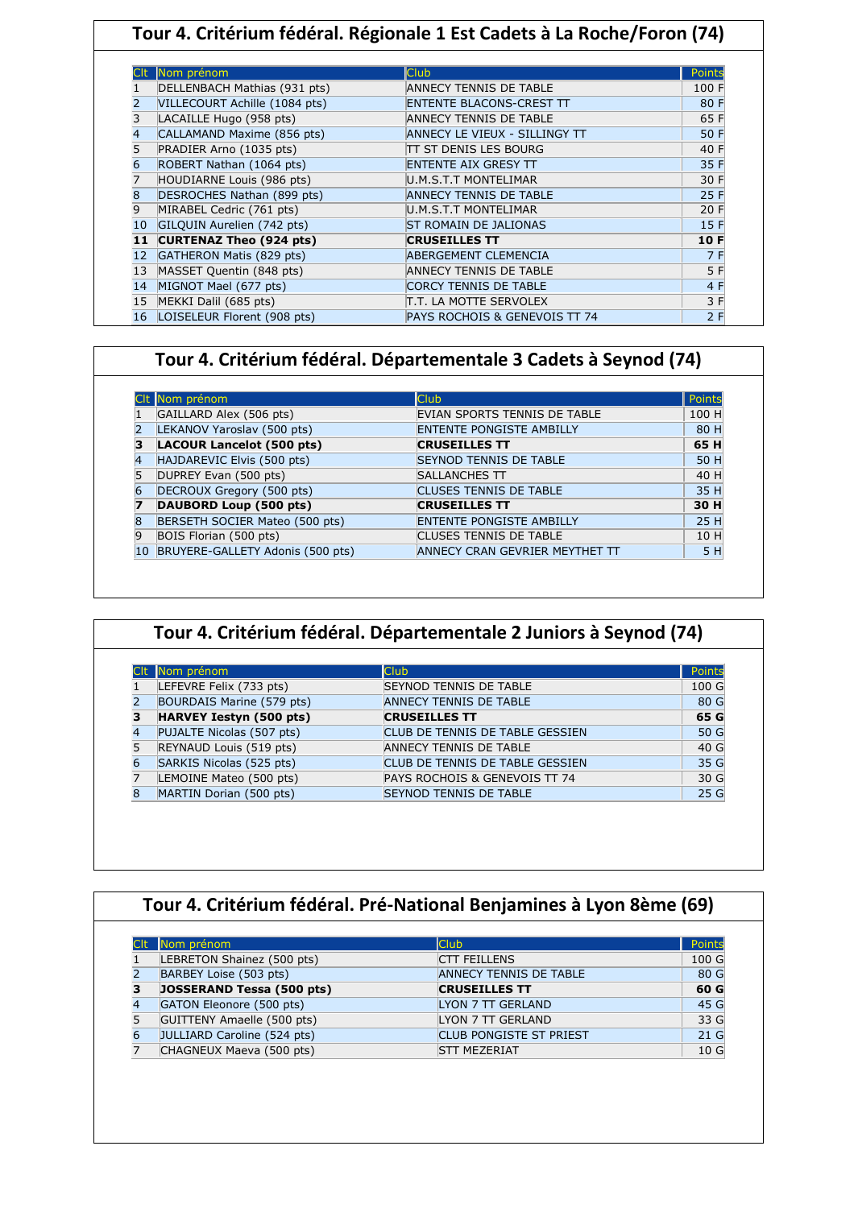## Tour 4. Critérium fédéral. Régionale 1 Est Cadets à La Roche/Foron (74)

| Clt | Nom prénom | Club | Points |
|---|---|---|---|
| 1 | DELLENBACH Mathias (931 pts) | ANNECY TENNIS DE TABLE | 100 F |
| 2 | VILLECOURT Achille (1084 pts) | ENTENTE BLACONS-CREST TT | 80 F |
| 3 | LACAILLE Hugo (958 pts) | ANNECY TENNIS DE TABLE | 65 F |
| 4 | CALLAMAND Maxime (856 pts) | ANNECY LE VIEUX - SILLINGY TT | 50 F |
| 5 | PRADIER Arno (1035 pts) | TT ST DENIS LES BOURG | 40 F |
| 6 | ROBERT Nathan (1064 pts) | ENTENTE AIX GRESY TT | 35 F |
| 7 | HOUDIARNE Louis (986 pts) | U.M.S.T.T MONTELIMAR | 30 F |
| 8 | DESROCHES Nathan (899 pts) | ANNECY TENNIS DE TABLE | 25 F |
| 9 | MIRABEL Cedric (761 pts) | U.M.S.T.T MONTELIMAR | 20 F |
| 10 | GILQUIN Aurelien (742 pts) | ST ROMAIN DE JALIONAS | 15 F |
| **11** | **CURTENAZ Theo (924 pts)** | **CRUSEILLES TT** | **10 F** |
| 12 | GATHERON Matis (829 pts) | ABERGEMENT CLEMENCIA | 7 F |
| 13 | MASSET Quentin (848 pts) | ANNECY TENNIS DE TABLE | 5 F |
| 14 | MIGNOT Mael (677 pts) | CORCY TENNIS DE TABLE | 4 F |
| 15 | MEKKI Dalil (685 pts) | T.T. LA MOTTE SERVOLEX | 3 F |
| 16 | LOISELEUR Florent (908 pts) | PAYS ROCHOIS & GENEVOIS TT 74 | 2 F |

## Tour 4. Critérium fédéral. Départementale 3 Cadets à Seynod (74)

| Clt | Nom prénom | Club | Points |
|---|---|---|---|
| 1 | GAILLARD Alex (506 pts) | EVIAN SPORTS TENNIS DE TABLE | 100 H |
| 2 | LEKANOV Yaroslav (500 pts) | ENTENTE PONGISTE AMBILLY | 80 H |
| **3** | **LACOUR Lancelot (500 pts)** | **CRUSEILLES TT** | **65 H** |
| 4 | HAJDAREVIC Elvis (500 pts) | SEYNOD TENNIS DE TABLE | 50 H |
| 5 | DUPREY Evan (500 pts) | SALLANCHES TT | 40 H |
| 6 | DECROUX Gregory (500 pts) | CLUSES TENNIS DE TABLE | 35 H |
| **7** | **DAUBORD Loup (500 pts)** | **CRUSEILLES TT** | **30 H** |
| 8 | BERSETH SOCIER Mateo (500 pts) | ENTENTE PONGISTE AMBILLY | 25 H |
| 9 | BOIS Florian (500 pts) | CLUSES TENNIS DE TABLE | 10 H |
| 10 | BRUYERE-GALLETY Adonis (500 pts) | ANNECY CRAN GEVRIER MEYTHET TT | 5 H |

## Tour 4. Critérium fédéral. Départementale 2 Juniors à Seynod (74)

| Clt | Nom prénom | Club | Points |
|---|---|---|---|
| 1 | LEFEVRE Felix (733 pts) | SEYNOD TENNIS DE TABLE | 100 G |
| 2 | BOURDAIS Marine (579 pts) | ANNECY TENNIS DE TABLE | 80 G |
| **3** | **HARVEY Iestyn (500 pts)** | **CRUSEILLES TT** | **65 G** |
| 4 | PUJALTE Nicolas (507 pts) | CLUB DE TENNIS DE TABLE GESSIEN | 50 G |
| 5 | REYNAUD Louis (519 pts) | ANNECY TENNIS DE TABLE | 40 G |
| 6 | SARKIS Nicolas (525 pts) | CLUB DE TENNIS DE TABLE GESSIEN | 35 G |
| 7 | LEMOINE Mateo (500 pts) | PAYS ROCHOIS & GENEVOIS TT 74 | 30 G |
| 8 | MARTIN Dorian (500 pts) | SEYNOD TENNIS DE TABLE | 25 G |

## Tour 4. Critérium fédéral. Pré-National Benjamines à Lyon 8ème (69)

| Clt | Nom prénom | Club | Points |
|---|---|---|---|
| 1 | LEBRETON Shainez (500 pts) | CTT FEILLENS | 100 G |
| 2 | BARBEY Loise (503 pts) | ANNECY TENNIS DE TABLE | 80 G |
| **3** | **JOSSERAND Tessa (500 pts)** | **CRUSEILLES TT** | **60 G** |
| 4 | GATON Eleonore (500 pts) | LYON 7 TT GERLAND | 45 G |
| 5 | GUITTENY Amaelle (500 pts) | LYON 7 TT GERLAND | 33 G |
| 6 | JULLIARD Caroline (524 pts) | CLUB PONGISTE ST PRIEST | 21 G |
| 7 | CHAGNEUX Maeva (500 pts) | STT MEZERIAT | 10 G |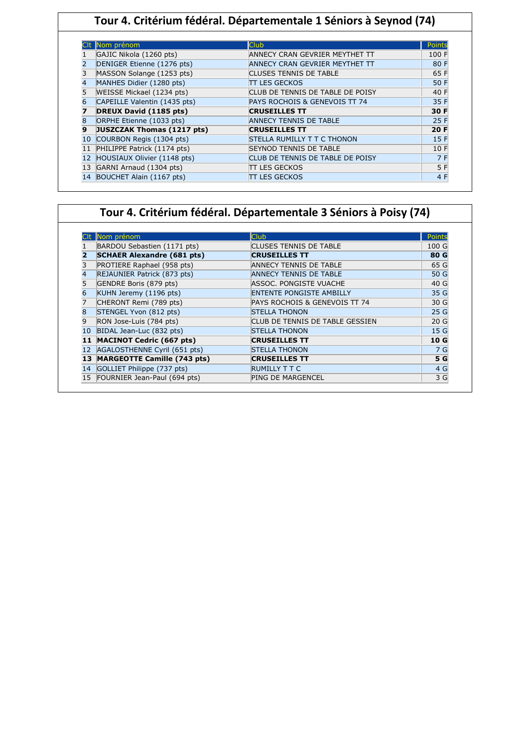## Tour 4. Critérium fédéral. Départementale 1 Séniors à Seynod (74)

| Clt | Nom prénom | Club | Points |
|---|---|---|---|
| 1 | GAJIC Nikola (1260 pts) | ANNECY CRAN GEVRIER MEYTHET TT | 100 F |
| 2 | DENIGER Etienne (1276 pts) | ANNECY CRAN GEVRIER MEYTHET TT | 80 F |
| 3 | MASSON Solange (1253 pts) | CLUSES TENNIS DE TABLE | 65 F |
| 4 | MANHES Didier (1280 pts) | TT LES GECKOS | 50 F |
| 5 | WEISSE Mickael (1234 pts) | CLUB DE TENNIS DE TABLE DE POISY | 40 F |
| 6 | CAPEILLE Valentin (1435 pts) | PAYS ROCHOIS & GENEVOIS TT 74 | 35 F |
| **7** | **DREUX David (1185 pts)** | **CRUSEILLES TT** | **30 F** |
| 8 | ORPHE Etienne (1033 pts) | ANNECY TENNIS DE TABLE | 25 F |
| **9** | **JUSZCZAK Thomas (1217 pts)** | **CRUSEILLES TT** | **20 F** |
| 10 | COURBON Regis (1304 pts) | STELLA RUMILLY T T C THONON | 15 F |
| 11 | PHILIPPE Patrick (1174 pts) | SEYNOD TENNIS DE TABLE | 10 F |
| 12 | HOUSIAUX Olivier (1148 pts) | CLUB DE TENNIS DE TABLE DE POISY | 7 F |
| 13 | GARNI Arnaud (1304 pts) | TT LES GECKOS | 5 F |
| 14 | BOUCHET Alain (1167 pts) | TT LES GECKOS | 4 F |

## Tour 4. Critérium fédéral. Départementale 3 Séniors à Poisy (74)

| Clt | Nom prénom | Club | Points |
|---|---|---|---|
| 1 | BARDOU Sebastien (1171 pts) | CLUSES TENNIS DE TABLE | 100 G |
| **2** | **SCHAER Alexandre (681 pts)** | **CRUSEILLES TT** | **80 G** |
| 3 | PROTIERE Raphael (958 pts) | ANNECY TENNIS DE TABLE | 65 G |
| 4 | REJAUNIER Patrick (873 pts) | ANNECY TENNIS DE TABLE | 50 G |
| 5 | GENDRE Boris (879 pts) | ASSOC. PONGISTE VUACHE | 40 G |
| 6 | KUHN Jeremy (1196 pts) | ENTENTE PONGISTE AMBILLY | 35 G |
| 7 | CHERONT Remi (789 pts) | PAYS ROCHOIS & GENEVOIS TT 74 | 30 G |
| 8 | STENGEL Yvon (812 pts) | STELLA THONON | 25 G |
| 9 | RON Jose-Luis (784 pts) | CLUB DE TENNIS DE TABLE GESSIEN | 20 G |
| 10 | BIDAL Jean-Luc (832 pts) | STELLA THONON | 15 G |
| **11** | **MACINOT Cedric (667 pts)** | **CRUSEILLES TT** | **10 G** |
| 12 | AGALOSTHENNE Cyril (651 pts) | STELLA THONON | 7 G |
| **13** | **MARGEOTTE Camille (743 pts)** | **CRUSEILLES TT** | **5 G** |
| 14 | GOLLIET Philippe (737 pts) | RUMILLY T T C | 4 G |
| 15 | FOURNIER Jean-Paul (694 pts) | PING DE MARGENCEL | 3 G |